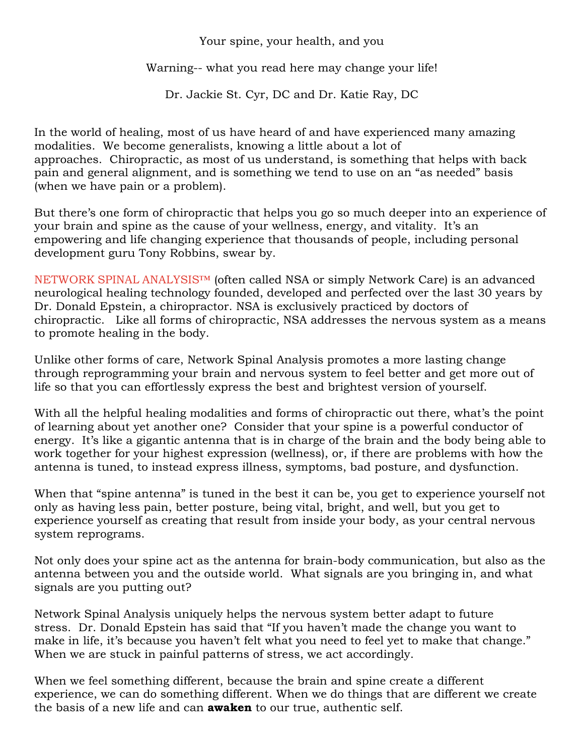# Your spine, your health, and you

## Warning-- what you read here may change your life!

Dr. Jackie St. Cyr, DC and Dr. Katie Ray, DC

In the world of healing, most of us have heard of and have experienced many amazing modalities. We become generalists, knowing a little about a lot of approaches. Chiropractic, as most of us understand, is something that helps with back pain and general alignment, and is something we tend to use on an "as needed" basis (when we have pain or a problem).

But there's one form of chiropractic that helps you go so much deeper into an experience of your brain and spine as the cause of your wellness, energy, and vitality. It's an empowering and life changing experience that thousands of people, including personal development guru Tony Robbins, swear by.

NETWORK SPINAL ANALYSIS™ (often called NSA or simply Network Care) is an advanced neurological healing technology founded, developed and perfected over the last 30 years by Dr. Donald Epstein, a chiropractor. NSA is exclusively practiced by doctors of chiropractic. Like all forms of chiropractic, NSA addresses the nervous system as a means to promote healing in the body.

Unlike other forms of care, Network Spinal Analysis promotes a more lasting change through reprogramming your brain and nervous system to feel better and get more out of life so that you can effortlessly express the best and brightest version of yourself.

With all the helpful healing modalities and forms of chiropractic out there, what's the point of learning about yet another one? Consider that your spine is a powerful conductor of energy. It's like a gigantic antenna that is in charge of the brain and the body being able to work together for your highest expression (wellness), or, if there are problems with how the antenna is tuned, to instead express illness, symptoms, bad posture, and dysfunction.

When that "spine antenna" is tuned in the best it can be, you get to experience yourself not only as having less pain, better posture, being vital, bright, and well, but you get to experience yourself as creating that result from inside your body, as your central nervous system reprograms.

Not only does your spine act as the antenna for brain-body communication, but also as the antenna between you and the outside world. What signals are you bringing in, and what signals are you putting out?

Network Spinal Analysis uniquely helps the nervous system better adapt to future stress. Dr. Donald Epstein has said that "If you haven't made the change you want to make in life, it's because you haven't felt what you need to feel yet to make that change." When we are stuck in painful patterns of stress, we act accordingly.

When we feel something different, because the brain and spine create a different experience, we can do something different. When we do things that are different we create the basis of a new life and can **awaken** to our true, authentic self.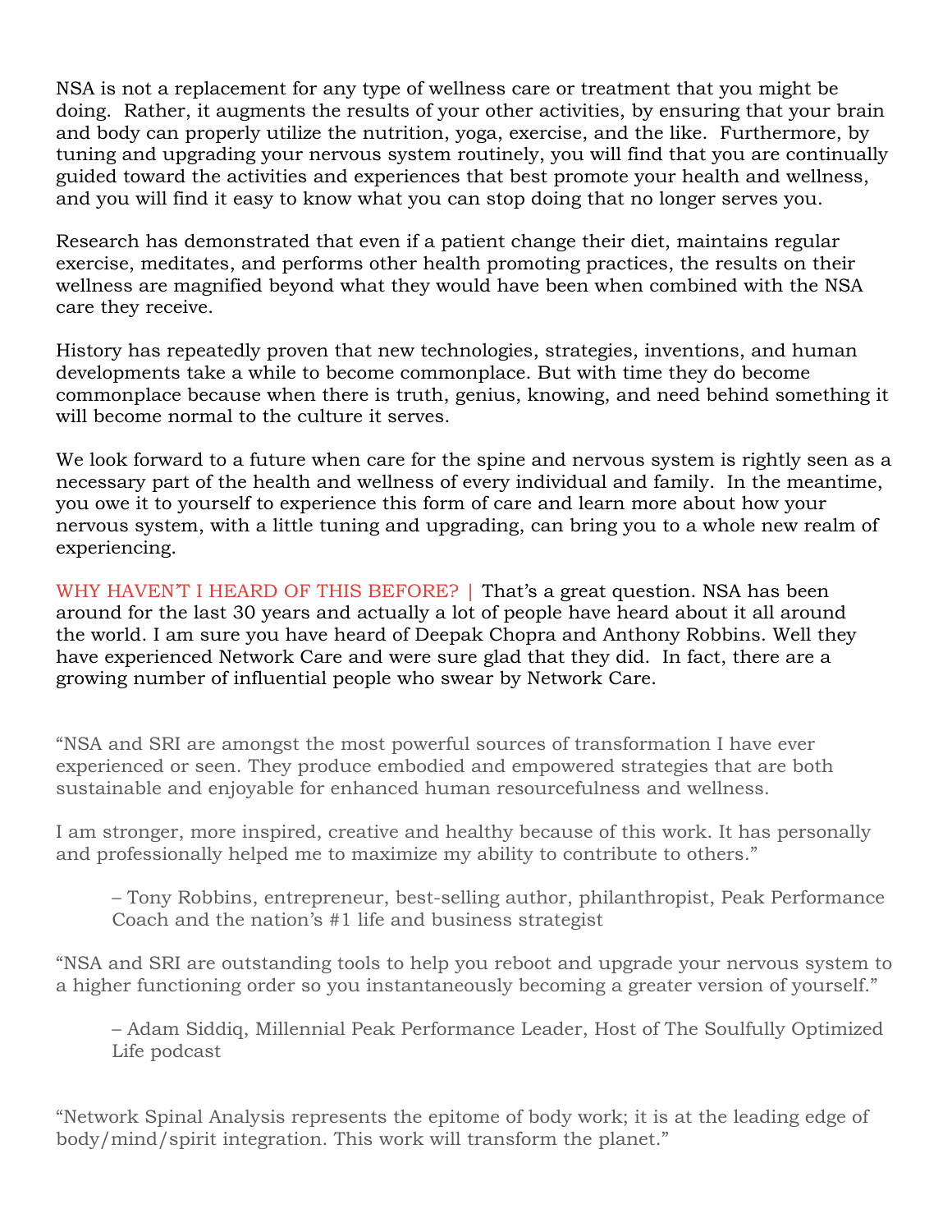NSA is not a replacement for any type of wellness care or treatment that you might be doing. Rather, it augments the results of your other activities, by ensuring that your brain and body can properly utilize the nutrition, yoga, exercise, and the like. Furthermore, by tuning and upgrading your nervous system routinely, you will find that you are continually guided toward the activities and experiences that best promote your health and wellness, and you will find it easy to know what you can stop doing that no longer serves you.

Research has demonstrated that even if a patient change their diet, maintains regular exercise, meditates, and performs other health promoting practices, the results on their wellness are magnified beyond what they would have been when combined with the NSA care they receive.

History has repeatedly proven that new technologies, strategies, inventions, and human developments take a while to become commonplace. But with time they do become commonplace because when there is truth, genius, knowing, and need behind something it will become normal to the culture it serves.

We look forward to a future when care for the spine and nervous system is rightly seen as a necessary part of the health and wellness of every individual and family. In the meantime, you owe it to yourself to experience this form of care and learn more about how your nervous system, with a little tuning and upgrading, can bring you to a whole new realm of experiencing.

WHY HAVEN'T I HEARD OF THIS BEFORE? | That's a great question. NSA has been around for the last 30 years and actually a lot of people have heard about it all around the world. I am sure you have heard of Deepak Chopra and Anthony Robbins. Well they have experienced Network Care and were sure glad that they did. In fact, there are a growing number of influential people who swear by Network Care.

"NSA and SRI are amongst the most powerful sources of transformation I have ever experienced or seen. They produce embodied and empowered strategies that are both sustainable and enjoyable for enhanced human resourcefulness and wellness.

I am stronger, more inspired, creative and healthy because of this work. It has personally and professionally helped me to maximize my ability to contribute to others."

> – Tony Robbins, entrepreneur, best-selling author, philanthropist, Peak Performance Coach and the nation's #1 life and business strategist

"NSA and SRI are outstanding tools to help you reboot and upgrade your nervous system to a higher functioning order so you instantaneously becoming a greater version of yourself."

> – Adam Siddiq, Millennial Peak Performance Leader, Host of The Soulfully Optimized Life podcast

"Network Spinal Analysis represents the epitome of body work; it is at the leading edge of body/mind/spirit integration. This work will transform the planet."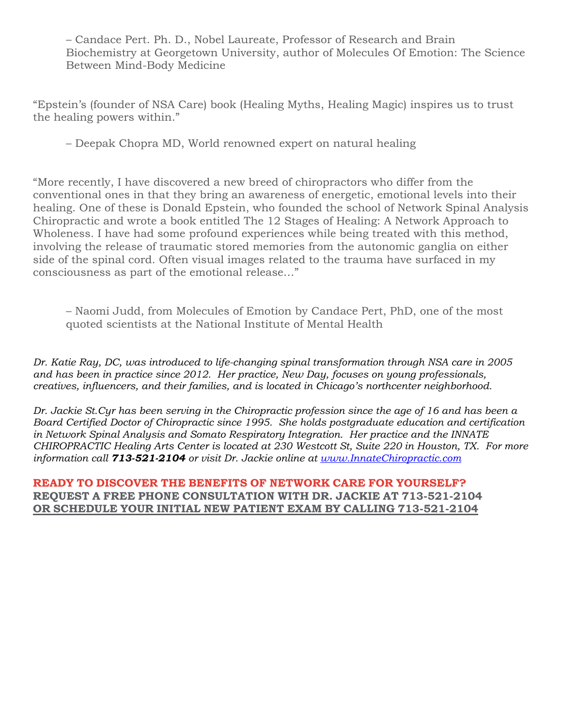– Candace Pert. Ph. D., Nobel Laureate, Professor of Research and Brain Biochemistry at Georgetown University, author of Molecules Of Emotion: The Science Between Mind-Body Medicine

"Epstein's (founder of NSA Care) book (Healing Myths, Healing Magic) inspires us to trust the healing powers within."

– Deepak Chopra MD, World renowned expert on natural healing

"More recently, I have discovered a new breed of chiropractors who differ from the conventional ones in that they bring an awareness of energetic, emotional levels into their healing. One of these is Donald Epstein, who founded the school of Network Spinal Analysis Chiropractic and wrote a book entitled The 12 Stages of Healing: A Network Approach to Wholeness. I have had some profound experiences while being treated with this method, involving the release of traumatic stored memories from the autonomic ganglia on either side of the spinal cord. Often visual images related to the trauma have surfaced in my consciousness as part of the emotional release…"

– Naomi Judd, from Molecules of Emotion by Candace Pert, PhD, one of the most quoted scientists at the National Institute of Mental Health

*Dr. Katie Ray, DC, was introduced to life-changing spinal transformation through NSA care in 2005 and has been in practice since 2012. Her practice, New Day, focuses on young professionals, creatives, influencers, and their families, and is located in Chicago's northcenter neighborhood.*

*Dr. Jackie St.Cyr has been serving in the Chiropractic profession since the age of 16 and has been a Board Certified Doctor of Chiropractic since 1995. She holds postgraduate education and certification in Network Spinal Analysis and Somato Respiratory Integration. Her practice and the INNATE CHIROPRACTIC Healing Arts Center is located at 230 Westcott St, Suite 220 in Houston, TX. For more information call **713-521-2104** or visit Dr. Jackie online at [www.InnateChiropractic.com](http://www.InnateChiropractic.com)*

**READY TO DISCOVER THE BENEFITS OF NETWORK CARE FOR YOURSELF?**
**REQUEST A FREE PHONE CONSULTATION WITH DR. JACKIE AT 713-521-2104**
**OR SCHEDULE YOUR INITIAL NEW PATIENT EXAM BY CALLING 713-521-2104**